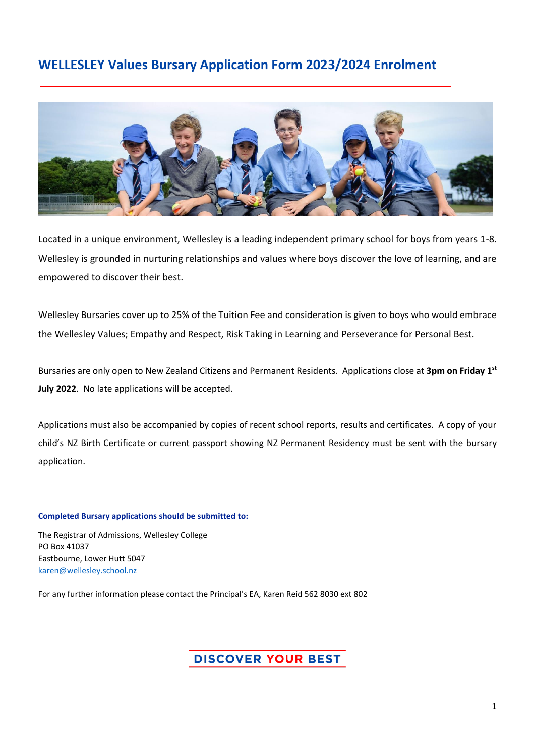# WELLESLEY Values Bursary Application Form 2023/2024 Enrolment

Located in a unique environment, Wellesley is a leading independent primary school for boys from years 1-8. Wellesley is grounded in nurturing relationships and values where boys discover the love of learning, and are empowered to discover their best.

Wellesley Bursaries cover up to 25% of the Tuition Fee and consideration is given to boys who would embrace the Wellesley Values; Empathy and Respect, Risk Taking in Learning and Perseverance for Personal Best.

Bursaries are only open to New Zealand Citizens and Permanent Residents. Applications close at **3pm on Friday 1st July 2022**. No late applications will be accepted.

Applications must also be accompanied by copies of recent school reports, results and certificates. A copy of your child's NZ Birth Certificate or current passport showing NZ Permanent Residency must be sent with the bursary application.

**Completed Bursary applications should be submitted to:**

The Registrar of Admissions, Wellesley College
PO Box 41037
Eastbourne, Lower Hutt 5047
karen@wellesley.school.nz

For any further information please contact the Principal's EA, Karen Reid 562 8030 ext 802

**DISCOVER YOUR BEST**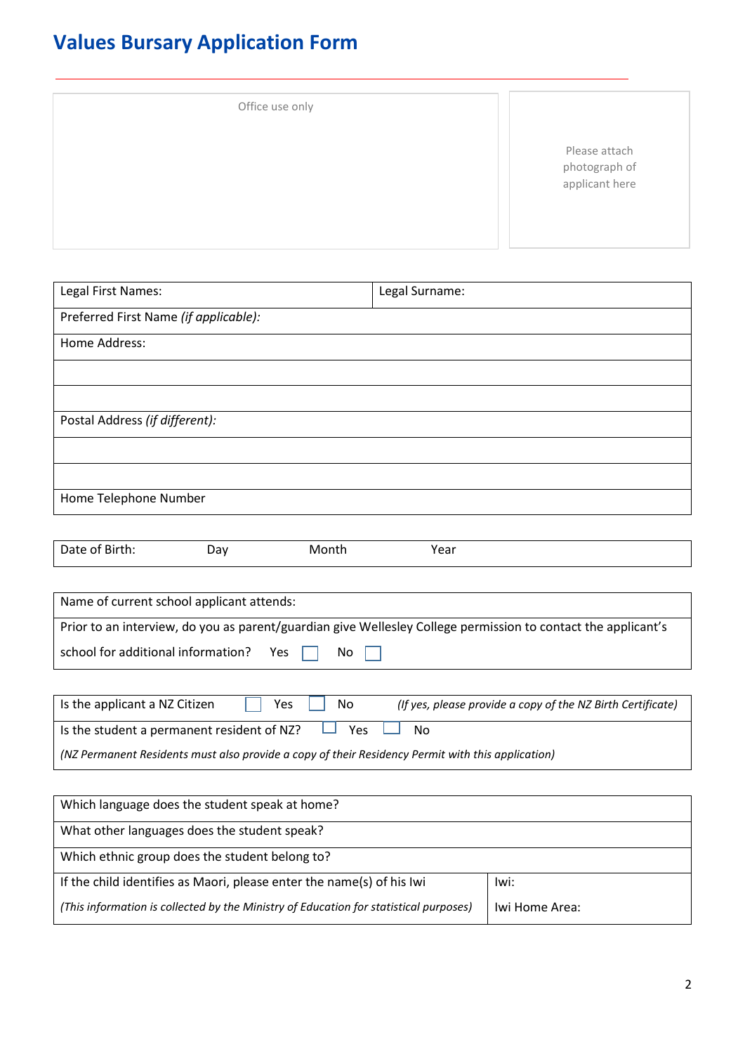# Values Bursary Application Form

| Office use only | Please attach photograph of applicant here |
|---|---|

| Legal First Names: | Legal Surname: |
|---|---|
| Preferred First Name *(if applicable)*: | |
| Home Address: | |
| | |
| | |
| Postal Address *(if different)*: | |
| | |
| | |
| Home Telephone Number | |

| Date of Birth: | Day | Month | Year |
|---|---|---|---|

| Name of current school applicant attends: |
|---|
| Prior to an interview, do you as parent/guardian give Wellesley College permission to contact the applicant's school for additional information? Yes ☐ No ☐ |

| Is the applicant a NZ Citizen ☐ Yes ☐ No *(If yes, please provide a copy of the NZ Birth Certificate)* |
|---|
| Is the student a permanent resident of NZ? ☐ Yes ☐ No *(NZ Permanent Residents must also provide a copy of their Residency Permit with this application)* |

| Which language does the student speak at home? | |
|---|---|
| What other languages does the student speak? | |
| Which ethnic group does the student belong to? | |
| If the child identifies as Maori, please enter the name(s) of his Iwi *(This information is collected by the Ministry of Education for statistical purposes)* | Iwi: Iwi Home Area: |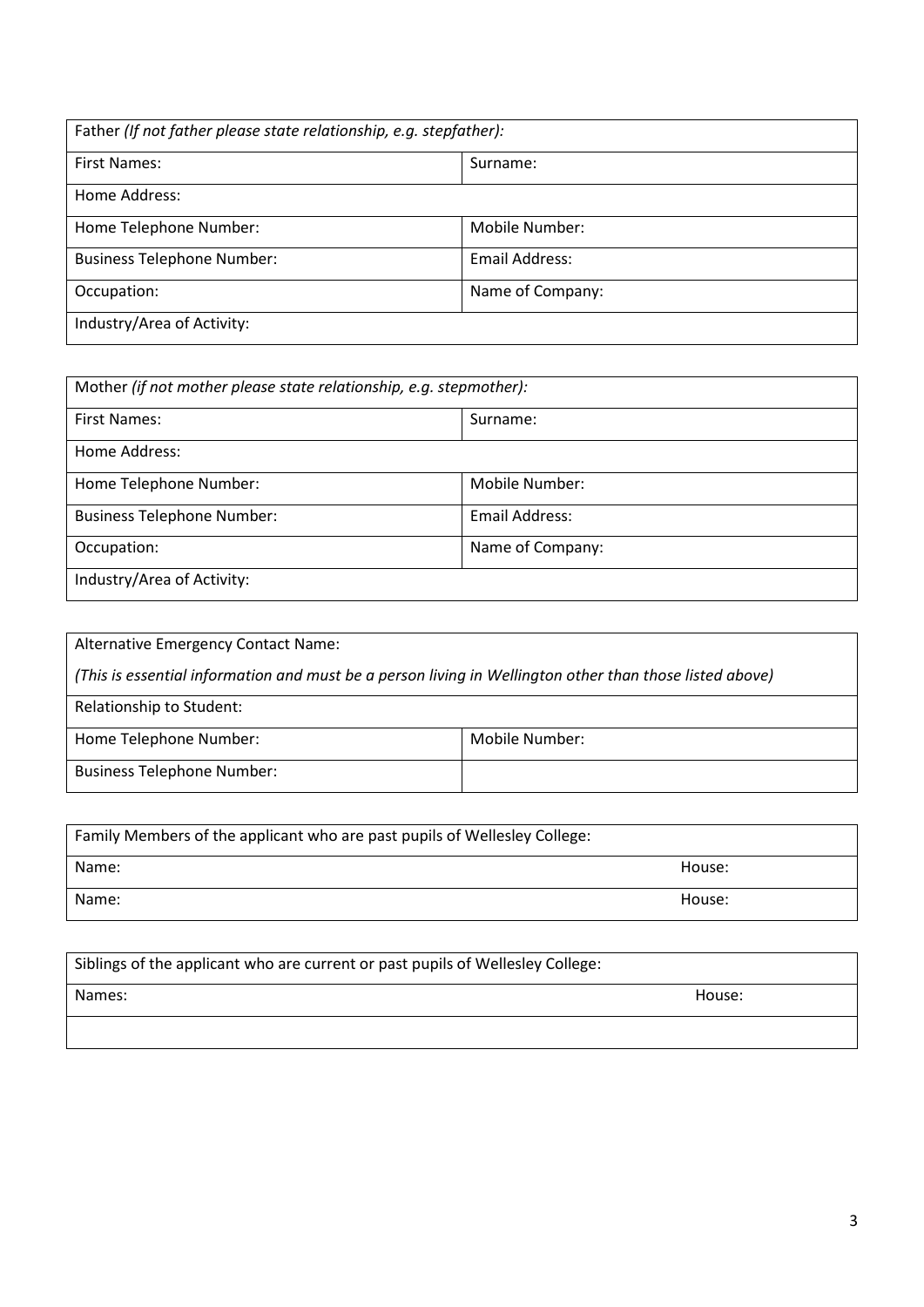| Father *(If not father please state relationship, e.g. stepfather):* | |
|---|---|
| First Names: | Surname: |
| Home Address: | |
| Home Telephone Number: | Mobile Number: |
| Business Telephone Number: | Email Address: |
| Occupation: | Name of Company: |
| Industry/Area of Activity: | |

| Mother *(if not mother please state relationship, e.g. stepmother):* | |
|---|---|
| First Names: | Surname: |
| Home Address: | |
| Home Telephone Number: | Mobile Number: |
| Business Telephone Number: | Email Address: |
| Occupation: | Name of Company: |
| Industry/Area of Activity: | |

| Alternative Emergency Contact Name:<br>*(This is essential information and must be a person living in Wellington other than those listed above)* | |
|---|---|
| Relationship to Student: | |
| Home Telephone Number: | Mobile Number: |
| Business Telephone Number: | |

| Family Members of the applicant who are past pupils of Wellesley College: | |
|---|---|
| Name: | House: |
| Name: | House: |

| Siblings of the applicant who are current or past pupils of Wellesley College: | |
|---|---|
| Names: | House: |
| | |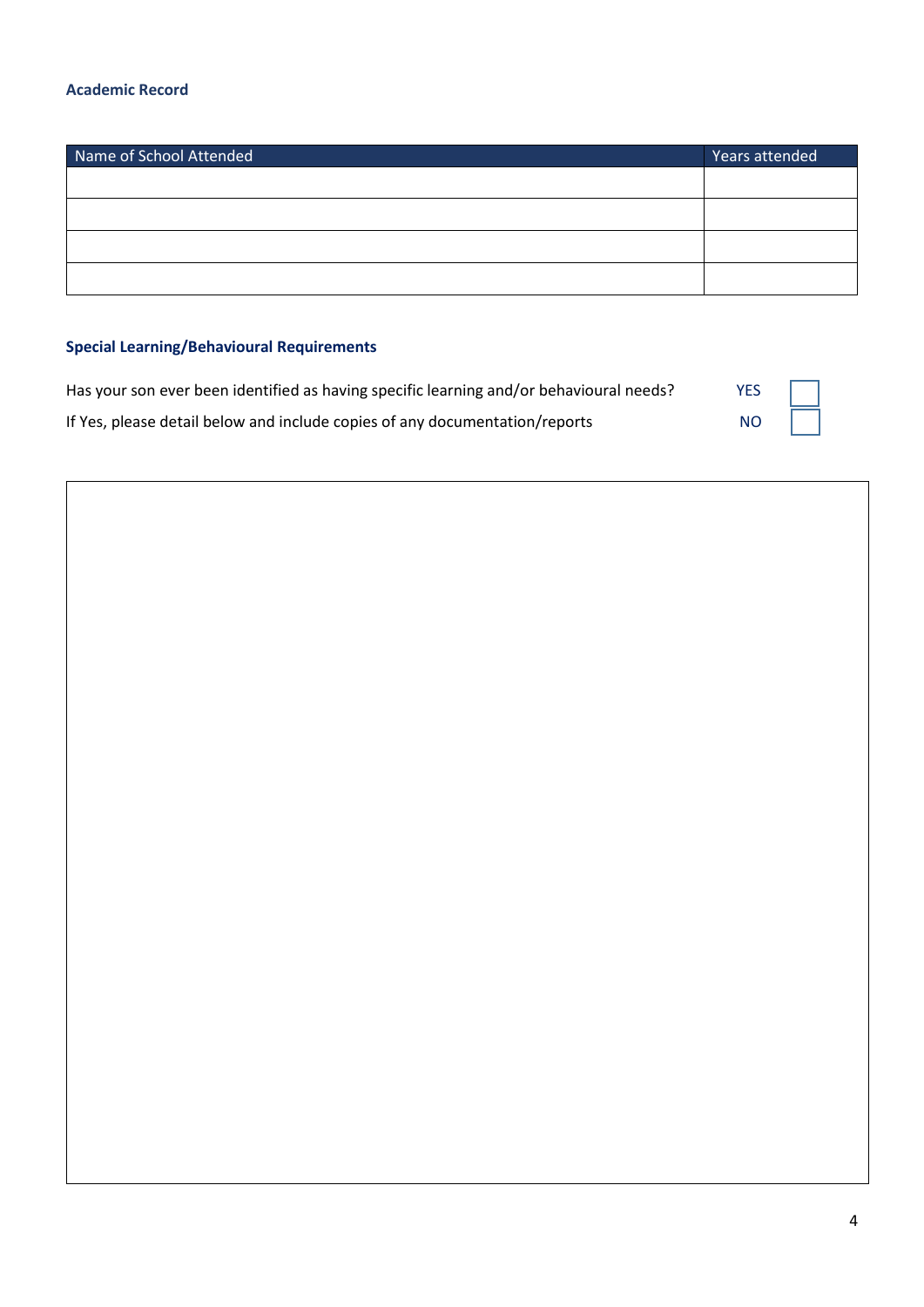### Academic Record

| Name of School Attended | Years attended |
| --- | --- |
| | |
| | |
| | |
| | |

### Special Learning/Behavioural Requirements

Has your son ever been identified as having specific learning and/or behavioural needs? YES ☐

If Yes, please detail below and include copies of any documentation/reports NO ☐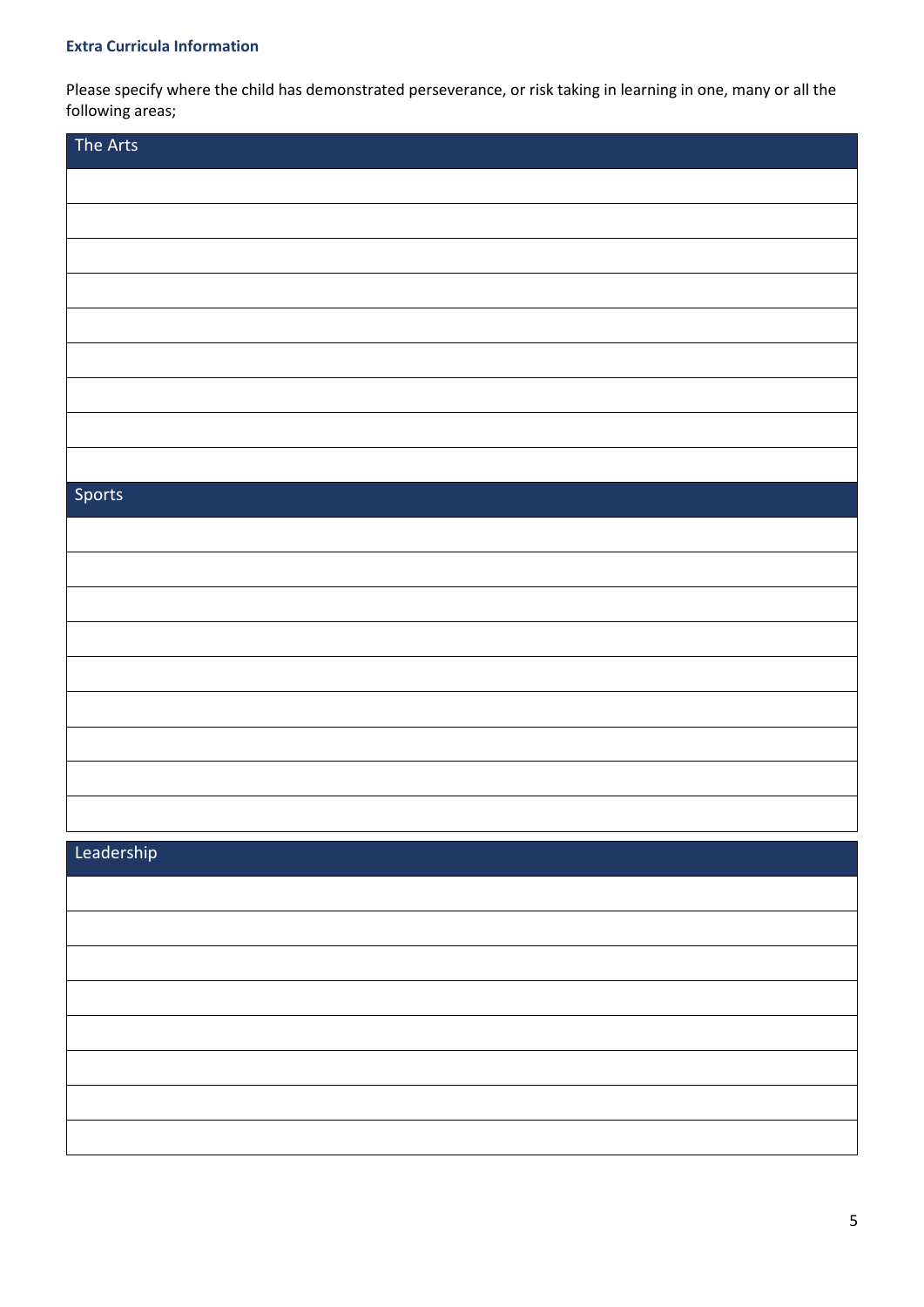**Extra Curricula Information**

Please specify where the child has demonstrated perseverance, or risk taking in learning in one, many or all the following areas;

| The Arts |
| --- |
| |
| |
| |
| |
| |
| |
| |
| |
| |

| Sports |
| --- |
| |
| |
| |
| |
| |
| |
| |
| |
| |

| Leadership |
| --- |
| |
| |
| |
| |
| |
| |
| |
| |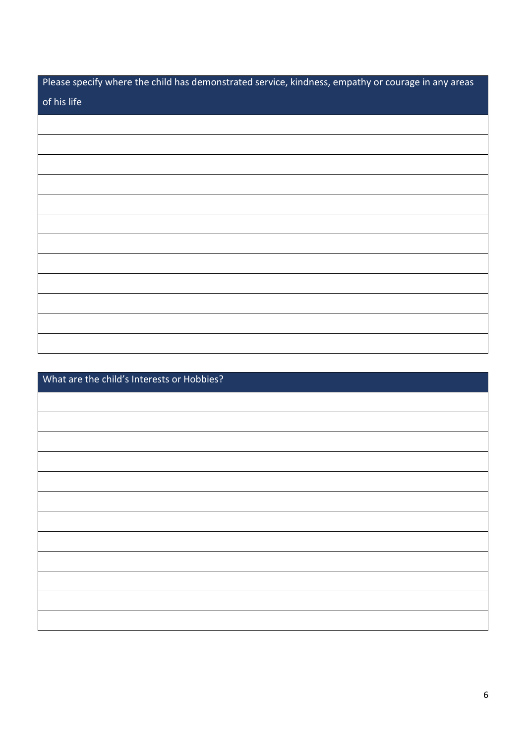| Please specify where the child has demonstrated service, kindness, empathy or courage in any areas of his life |
| --- |
| |
| |
| |
| |
| |
| |
| |
| |
| |
| |
| |
| |

| What are the child's Interests or Hobbies? |
| --- |
| |
| |
| |
| |
| |
| |
| |
| |
| |
| |
| |
| |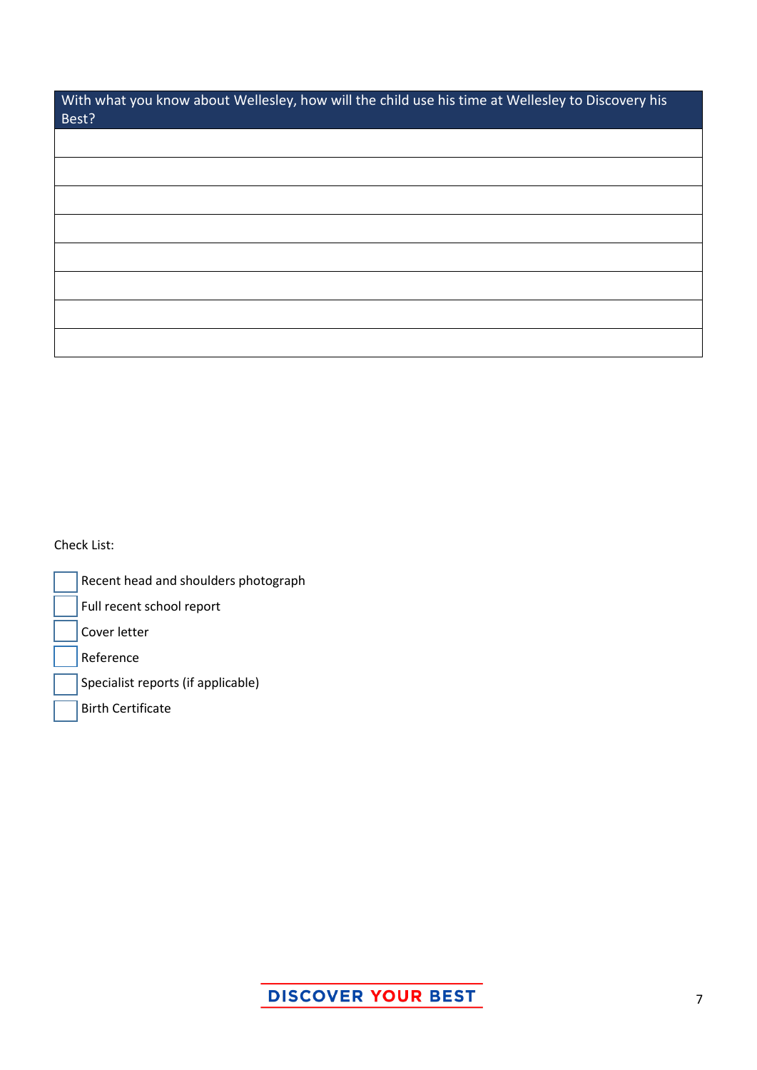| With what you know about Wellesley, how will the child use his time at Wellesley to Discovery his Best? |
| --- |
| |
| |
| |
| |
| |
| |
| |
| |

Check List:

- ☐ Recent head and shoulders photograph
- ☐ Full recent school report
- ☐ Cover letter
- ☐ Reference
- ☐ Specialist reports (if applicable)
- ☐ Birth Certificate

DISCOVER YOUR BEST